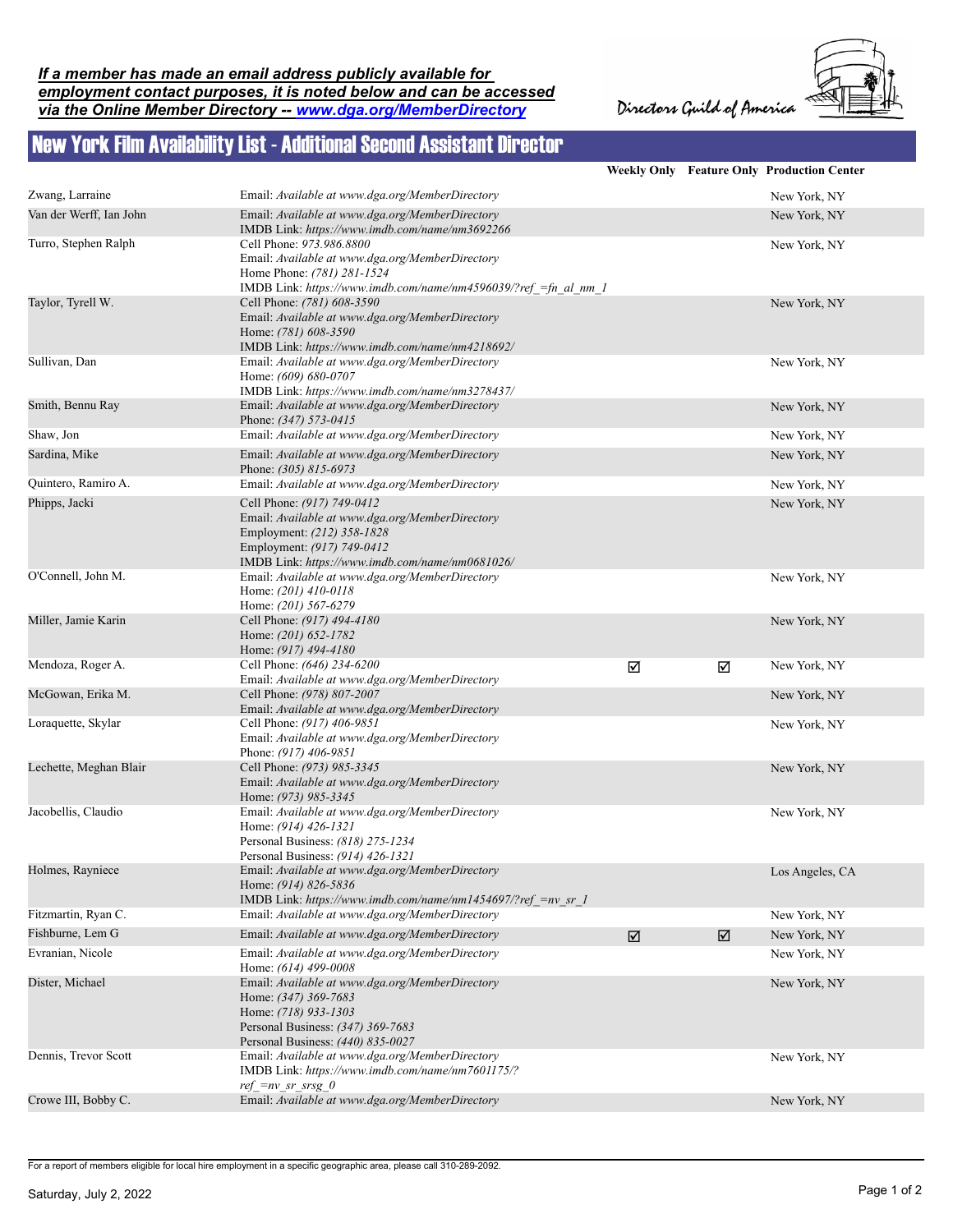***If a member has made an email address publicly available for employment contact purposes, it is noted below and can be accessed via the Online Member Directory -- [www.dga.org/MemberDirectory](www.dga.org/MemberDirectory)***

Directors Guild of America

# New York Film Availability List - Additional Second Assistant Director

| | | Weekly Only | Feature Only | Production Center |
|---|---|---|---|---|
| Zwang, Larraine | Email: *Available at www.dga.org/MemberDirectory* | | | New York, NY |
| Van der Werff, Ian John | Email: *Available at www.dga.org/MemberDirectory*<br>IMDB Link: *https://www.imdb.com/name/nm3692266* | | | New York, NY |
| Turro, Stephen Ralph | Cell Phone: *973.986.8800*<br>Email: *Available at www.dga.org/MemberDirectory*<br>Home Phone: *(781) 281-1524*<br>IMDB Link: *https://www.imdb.com/name/nm4596039/?ref_=fn_al_nm_1* | | | New York, NY |
| Taylor, Tyrell W. | Cell Phone: *(781) 608-3590*<br>Email: *Available at www.dga.org/MemberDirectory*<br>Home: *(781) 608-3590*<br>IMDB Link: *https://www.imdb.com/name/nm4218692/* | | | New York, NY |
| Sullivan, Dan | Email: *Available at www.dga.org/MemberDirectory*<br>Home: *(609) 680-0707*<br>IMDB Link: *https://www.imdb.com/name/nm3278437/* | | | New York, NY |
| Smith, Bennu Ray | Email: *Available at www.dga.org/MemberDirectory*<br>Phone: *(347) 573-0415* | | | New York, NY |
| Shaw, Jon | Email: *Available at www.dga.org/MemberDirectory* | | | New York, NY |
| Sardina, Mike | Email: *Available at www.dga.org/MemberDirectory*<br>Phone: *(305) 815-6973* | | | New York, NY |
| Quintero, Ramiro A. | Email: *Available at www.dga.org/MemberDirectory* | | | New York, NY |
| Phipps, Jacki | Cell Phone: *(917) 749-0412*<br>Email: *Available at www.dga.org/MemberDirectory*<br>Employment: *(212) 358-1828*<br>Employment: *(917) 749-0412*<br>IMDB Link: *https://www.imdb.com/name/nm0681026/* | | | New York, NY |
| O'Connell, John M. | Email: *Available at www.dga.org/MemberDirectory*<br>Home: *(201) 410-0118*<br>Home: *(201) 567-6279* | | | New York, NY |
| Miller, Jamie Karin | Cell Phone: *(917) 494-4180*<br>Home: *(201) 652-1782*<br>Home: *(917) 494-4180* | | | New York, NY |
| Mendoza, Roger A. | Cell Phone: *(646) 234-6200*<br>Email: *Available at www.dga.org/MemberDirectory* | ☑ | ☑ | New York, NY |
| McGowan, Erika M. | Cell Phone: *(978) 807-2007*<br>Email: *Available at www.dga.org/MemberDirectory* | | | New York, NY |
| Loraquette, Skylar | Cell Phone: *(917) 406-9851*<br>Email: *Available at www.dga.org/MemberDirectory*<br>Phone: *(917) 406-9851* | | | New York, NY |
| Lechette, Meghan Blair | Cell Phone: *(973) 985-3345*<br>Email: *Available at www.dga.org/MemberDirectory*<br>Home: *(973) 985-3345* | | | New York, NY |
| Jacobellis, Claudio | Email: *Available at www.dga.org/MemberDirectory*<br>Home: *(914) 426-1321*<br>Personal Business: *(818) 275-1234*<br>Personal Business: *(914) 426-1321* | | | New York, NY |
| Holmes, Rayniece | Email: *Available at www.dga.org/MemberDirectory*<br>Home: *(914) 826-5836*<br>IMDB Link: *https://www.imdb.com/name/nm1454697/?ref_=nv_sr_1* | | | Los Angeles, CA |
| Fitzmartin, Ryan C. | Email: *Available at www.dga.org/MemberDirectory* | | | New York, NY |
| Fishburne, Lem G | Email: *Available at www.dga.org/MemberDirectory* | ☑ | ☑ | New York, NY |
| Evranian, Nicole | Email: *Available at www.dga.org/MemberDirectory*<br>Home: *(614) 499-0008* | | | New York, NY |
| Dister, Michael | Email: *Available at www.dga.org/MemberDirectory*<br>Home: *(347) 369-7683*<br>Home: *(718) 933-1303*<br>Personal Business: *(347) 369-7683*<br>Personal Business: *(440) 835-0027* | | | New York, NY |
| Dennis, Trevor Scott | Email: *Available at www.dga.org/MemberDirectory*<br>IMDB Link: *https://www.imdb.com/name/nm7601175/?ref_=nv_sr_srsg_0* | | | New York, NY |
| Crowe III, Bobby C. | Email: *Available at www.dga.org/MemberDirectory* | | | New York, NY |

For a report of members eligible for local hire employment in a specific geographic area, please call 310-289-2092.

Saturday, July 2, 2022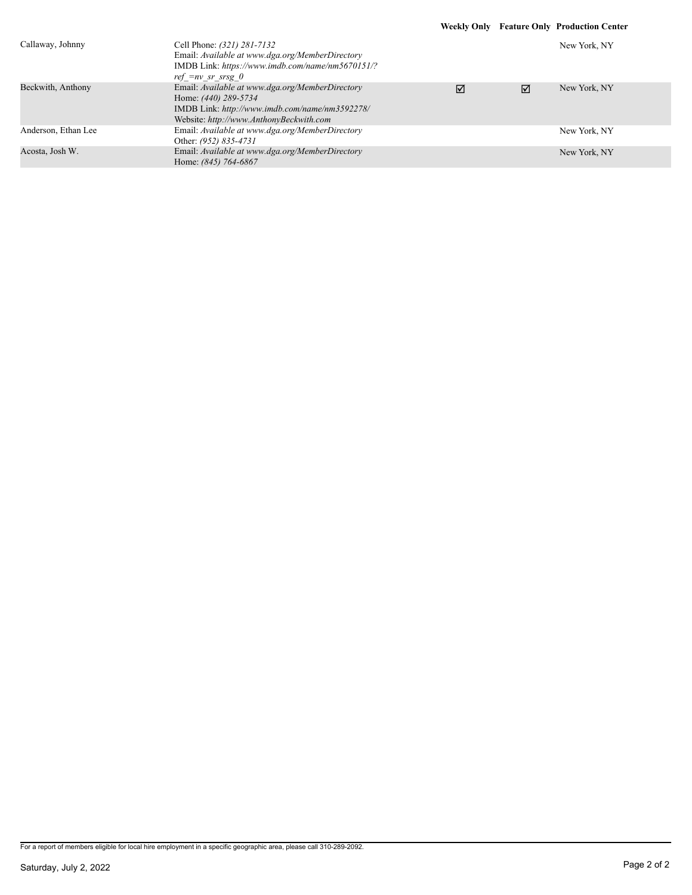| | | Weekly Only | Feature Only | Production Center |
|---|---|---|---|---|
| Callaway, Johnny | Cell Phone: *(321) 281-7132*<br>Email: *Available at www.dga.org/MemberDirectory*<br>IMDB Link: *https://www.imdb.com/name/nm5670151/?ref_=nv_sr_srsg_0* | | | New York, NY |
| Beckwith, Anthony | Email: *Available at www.dga.org/MemberDirectory*<br>Home: *(440) 289-5734*<br>IMDB Link: *http://www.imdb.com/name/nm3592278/*<br>Website: *http://www.AnthonyBeckwith.com* | ☑ | ☑ | New York, NY |
| Anderson, Ethan Lee | Email: *Available at www.dga.org/MemberDirectory*<br>Other: *(952) 835-4731* | | | New York, NY |
| Acosta, Josh W. | Email: *Available at www.dga.org/MemberDirectory*<br>Home: *(845) 764-6867* | | | New York, NY |

For a report of members eligible for local hire employment in a specific geographic area, please call 310-289-2092.

Saturday, July 2, 2022